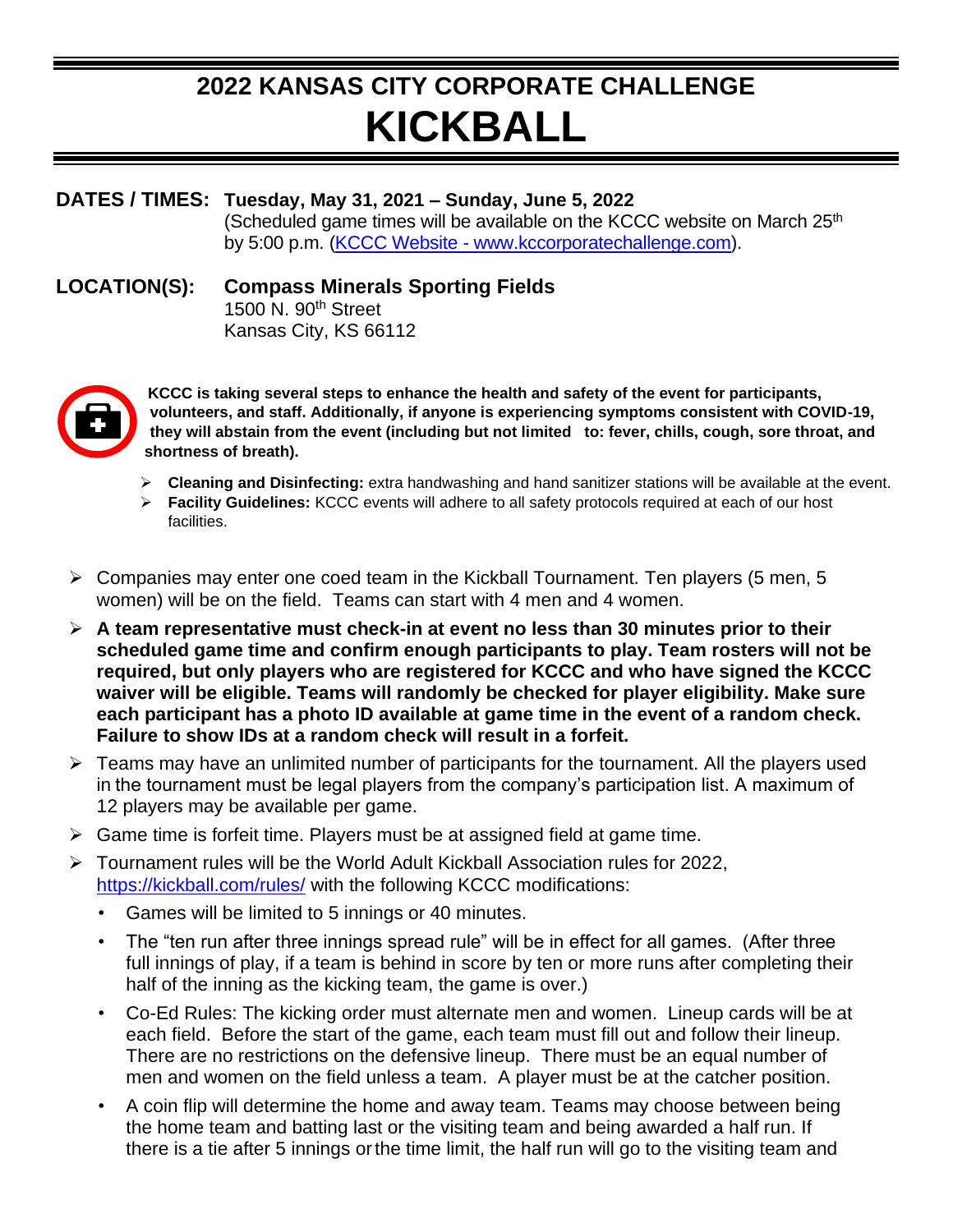# 2022 KANSAS CITY CORPORATE CHALLENGE
# KICKBALL

**DATES / TIMES:** **Tuesday, May 31, 2021 – Sunday, June 5, 2022**
(Scheduled game times will be available on the KCCC website on March 25th by 5:00 p.m. (KCCC Website - www.kccorporatechallenge.com).

**LOCATION(S):** **Compass Minerals Sporting Fields**
1500 N. 90th Street
Kansas City, KS 66112

**KCCC is taking several steps to enhance the health and safety of the event for participants, volunteers, and staff. Additionally, if anyone is experiencing symptoms consistent with COVID-19, they will abstain from the event (including but not limited to: fever, chills, cough, sore throat, and shortness of breath).**

- **Cleaning and Disinfecting:** extra handwashing and hand sanitizer stations will be available at the event.
- **Facility Guidelines:** KCCC events will adhere to all safety protocols required at each of our host facilities.

- Companies may enter one coed team in the Kickball Tournament. Ten players (5 men, 5 women) will be on the field. Teams can start with 4 men and 4 women.
- **A team representative must check-in at event no less than 30 minutes prior to their scheduled game time and confirm enough participants to play. Team rosters will not be required, but only players who are registered for KCCC and who have signed the KCCC waiver will be eligible. Teams will randomly be checked for player eligibility. Make sure each participant has a photo ID available at game time in the event of a random check. Failure to show IDs at a random check will result in a forfeit.**
- Teams may have an unlimited number of participants for the tournament. All the players used in the tournament must be legal players from the company's participation list. A maximum of 12 players may be available per game.
- Game time is forfeit time. Players must be at assigned field at game time.
- Tournament rules will be the World Adult Kickball Association rules for 2022, https://kickball.com/rules/ with the following KCCC modifications:
  - Games will be limited to 5 innings or 40 minutes.
  - The "ten run after three innings spread rule" will be in effect for all games. (After three full innings of play, if a team is behind in score by ten or more runs after completing their half of the inning as the kicking team, the game is over.)
  - Co-Ed Rules: The kicking order must alternate men and women. Lineup cards will be at each field. Before the start of the game, each team must fill out and follow their lineup. There are no restrictions on the defensive lineup. There must be an equal number of men and women on the field unless a team. A player must be at the catcher position.
  - A coin flip will determine the home and away team. Teams may choose between being the home team and batting last or the visiting team and being awarded a half run. If there is a tie after 5 innings or the time limit, the half run will go to the visiting team and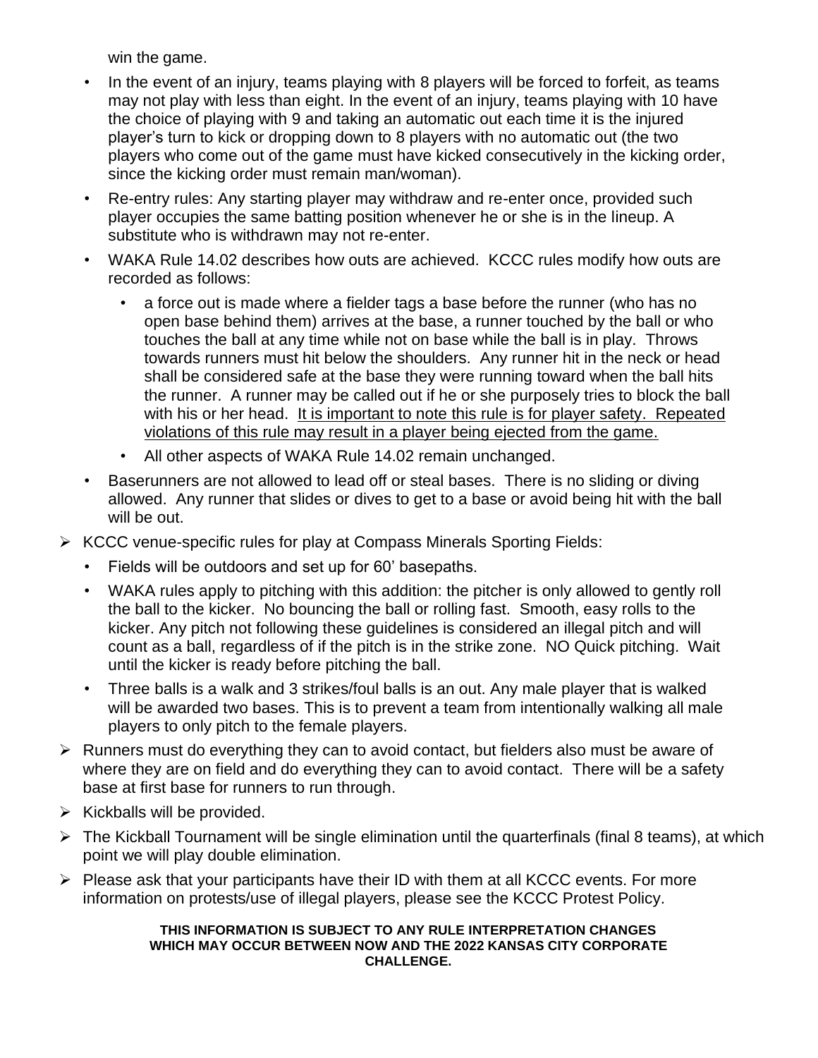win the game.

- In the event of an injury, teams playing with 8 players will be forced to forfeit, as teams may not play with less than eight. In the event of an injury, teams playing with 10 have the choice of playing with 9 and taking an automatic out each time it is the injured player's turn to kick or dropping down to 8 players with no automatic out (the two players who come out of the game must have kicked consecutively in the kicking order, since the kicking order must remain man/woman).
- Re-entry rules: Any starting player may withdraw and re-enter once, provided such player occupies the same batting position whenever he or she is in the lineup. A substitute who is withdrawn may not re-enter.
- WAKA Rule 14.02 describes how outs are achieved. KCCC rules modify how outs are recorded as follows:
  - a force out is made where a fielder tags a base before the runner (who has no open base behind them) arrives at the base, a runner touched by the ball or who touches the ball at any time while not on base while the ball is in play. Throws towards runners must hit below the shoulders. Any runner hit in the neck or head shall be considered safe at the base they were running toward when the ball hits the runner. A runner may be called out if he or she purposely tries to block the ball with his or her head. <u>It is important to note this rule is for player safety. Repeated violations of this rule may result in a player being ejected from the game.</u>
  - All other aspects of WAKA Rule 14.02 remain unchanged.
- Baserunners are not allowed to lead off or steal bases. There is no sliding or diving allowed. Any runner that slides or dives to get to a base or avoid being hit with the ball will be out.

- KCCC venue-specific rules for play at Compass Minerals Sporting Fields:
  - Fields will be outdoors and set up for 60' basepaths.
  - WAKA rules apply to pitching with this addition: the pitcher is only allowed to gently roll the ball to the kicker. No bouncing the ball or rolling fast. Smooth, easy rolls to the kicker. Any pitch not following these guidelines is considered an illegal pitch and will count as a ball, regardless of if the pitch is in the strike zone. NO Quick pitching. Wait until the kicker is ready before pitching the ball.
  - Three balls is a walk and 3 strikes/foul balls is an out. Any male player that is walked will be awarded two bases. This is to prevent a team from intentionally walking all male players to only pitch to the female players.
- Runners must do everything they can to avoid contact, but fielders also must be aware of where they are on field and do everything they can to avoid contact. There will be a safety base at first base for runners to run through.
- Kickballs will be provided.
- The Kickball Tournament will be single elimination until the quarterfinals (final 8 teams), at which point we will play double elimination.
- Please ask that your participants have their ID with them at all KCCC events. For more information on protests/use of illegal players, please see the KCCC Protest Policy.

**THIS INFORMATION IS SUBJECT TO ANY RULE INTERPRETATION CHANGES WHICH MAY OCCUR BETWEEN NOW AND THE 2022 KANSAS CITY CORPORATE CHALLENGE.**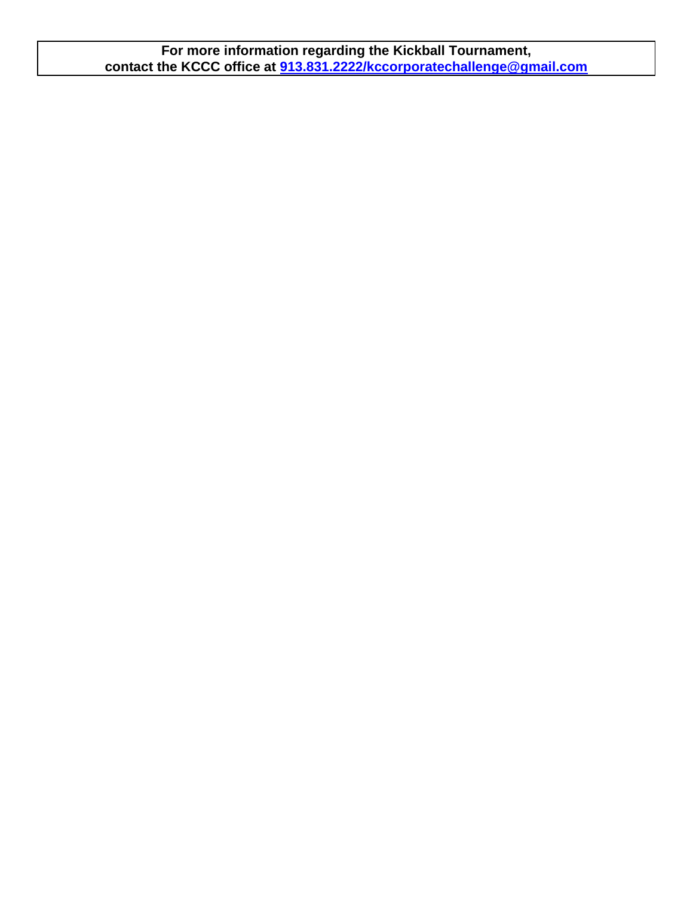**For more information regarding the Kickball Tournament,**
**contact the KCCC office at [913.831.2222/kccorporatechallenge@gmail.com](mailto:kccorporatechallenge@gmail.com)**